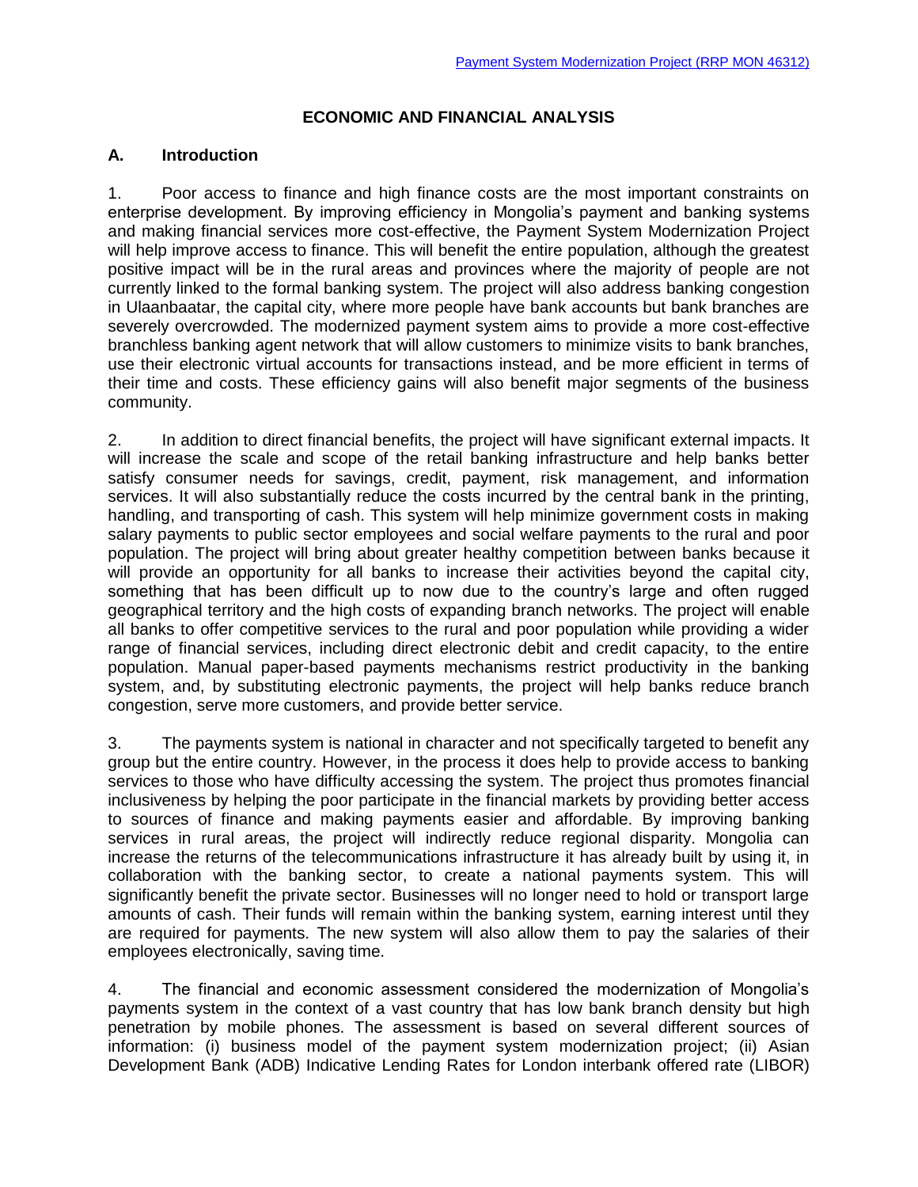# ECONOMIC AND FINANCIAL ANALYSIS

## A. Introduction

1. Poor access to finance and high finance costs are the most important constraints on enterprise development. By improving efficiency in Mongolia's payment and banking systems and making financial services more cost-effective, the Payment System Modernization Project will help improve access to finance. This will benefit the entire population, although the greatest positive impact will be in the rural areas and provinces where the majority of people are not currently linked to the formal banking system. The project will also address banking congestion in Ulaanbaatar, the capital city, where more people have bank accounts but bank branches are severely overcrowded. The modernized payment system aims to provide a more cost-effective branchless banking agent network that will allow customers to minimize visits to bank branches, use their electronic virtual accounts for transactions instead, and be more efficient in terms of their time and costs. These efficiency gains will also benefit major segments of the business community.

2. In addition to direct financial benefits, the project will have significant external impacts. It will increase the scale and scope of the retail banking infrastructure and help banks better satisfy consumer needs for savings, credit, payment, risk management, and information services. It will also substantially reduce the costs incurred by the central bank in the printing, handling, and transporting of cash. This system will help minimize government costs in making salary payments to public sector employees and social welfare payments to the rural and poor population. The project will bring about greater healthy competition between banks because it will provide an opportunity for all banks to increase their activities beyond the capital city, something that has been difficult up to now due to the country's large and often rugged geographical territory and the high costs of expanding branch networks. The project will enable all banks to offer competitive services to the rural and poor population while providing a wider range of financial services, including direct electronic debit and credit capacity, to the entire population. Manual paper-based payments mechanisms restrict productivity in the banking system, and, by substituting electronic payments, the project will help banks reduce branch congestion, serve more customers, and provide better service.

3. The payments system is national in character and not specifically targeted to benefit any group but the entire country. However, in the process it does help to provide access to banking services to those who have difficulty accessing the system. The project thus promotes financial inclusiveness by helping the poor participate in the financial markets by providing better access to sources of finance and making payments easier and affordable. By improving banking services in rural areas, the project will indirectly reduce regional disparity. Mongolia can increase the returns of the telecommunications infrastructure it has already built by using it, in collaboration with the banking sector, to create a national payments system. This will significantly benefit the private sector. Businesses will no longer need to hold or transport large amounts of cash. Their funds will remain within the banking system, earning interest until they are required for payments. The new system will also allow them to pay the salaries of their employees electronically, saving time.

4. The financial and economic assessment considered the modernization of Mongolia's payments system in the context of a vast country that has low bank branch density but high penetration by mobile phones. The assessment is based on several different sources of information: (i) business model of the payment system modernization project; (ii) Asian Development Bank (ADB) Indicative Lending Rates for London interbank offered rate (LIBOR)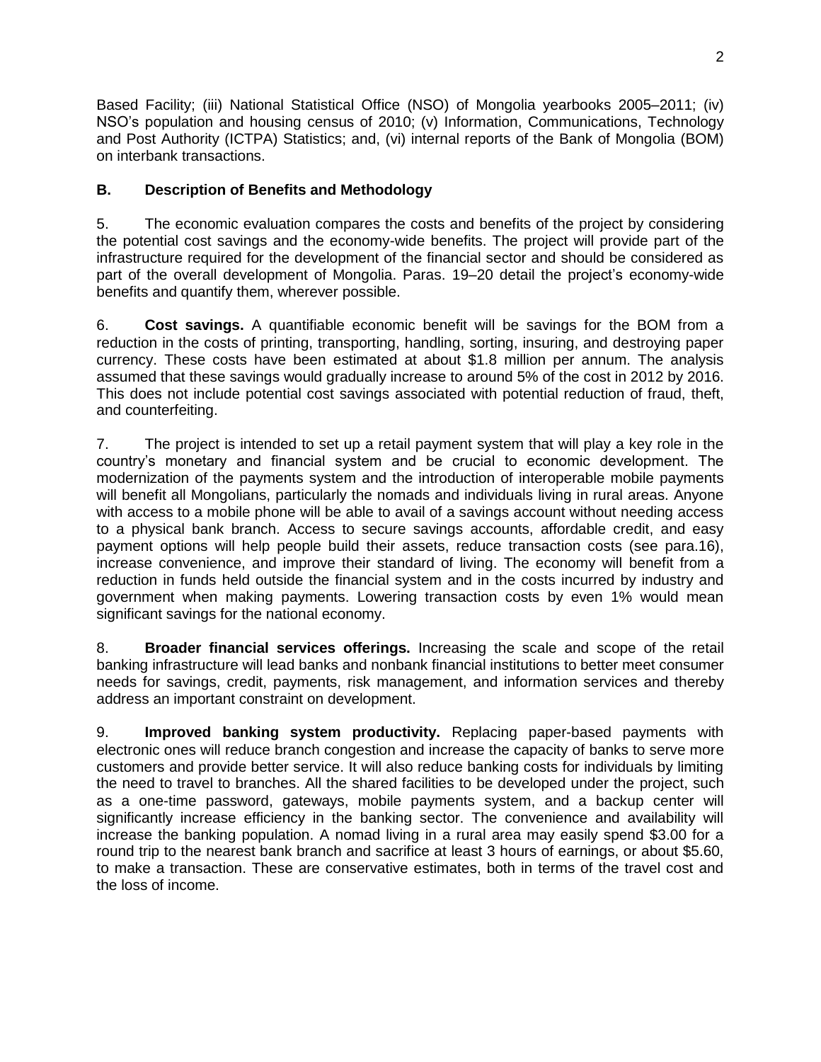Based Facility; (iii) National Statistical Office (NSO) of Mongolia yearbooks 2005–2011; (iv) NSO's population and housing census of 2010; (v) Information, Communications, Technology and Post Authority (ICTPA) Statistics; and, (vi) internal reports of the Bank of Mongolia (BOM) on interbank transactions.

### B. Description of Benefits and Methodology

5. The economic evaluation compares the costs and benefits of the project by considering the potential cost savings and the economy-wide benefits. The project will provide part of the infrastructure required for the development of the financial sector and should be considered as part of the overall development of Mongolia. Paras. 19–20 detail the project's economy-wide benefits and quantify them, wherever possible.

6. **Cost savings.** A quantifiable economic benefit will be savings for the BOM from a reduction in the costs of printing, transporting, handling, sorting, insuring, and destroying paper currency. These costs have been estimated at about $1.8 million per annum. The analysis assumed that these savings would gradually increase to around 5% of the cost in 2012 by 2016. This does not include potential cost savings associated with potential reduction of fraud, theft, and counterfeiting.

7. The project is intended to set up a retail payment system that will play a key role in the country's monetary and financial system and be crucial to economic development. The modernization of the payments system and the introduction of interoperable mobile payments will benefit all Mongolians, particularly the nomads and individuals living in rural areas. Anyone with access to a mobile phone will be able to avail of a savings account without needing access to a physical bank branch. Access to secure savings accounts, affordable credit, and easy payment options will help people build their assets, reduce transaction costs (see para.16), increase convenience, and improve their standard of living. The economy will benefit from a reduction in funds held outside the financial system and in the costs incurred by industry and government when making payments. Lowering transaction costs by even 1% would mean significant savings for the national economy.

8. **Broader financial services offerings.** Increasing the scale and scope of the retail banking infrastructure will lead banks and nonbank financial institutions to better meet consumer needs for savings, credit, payments, risk management, and information services and thereby address an important constraint on development.

9. **Improved banking system productivity.** Replacing paper-based payments with electronic ones will reduce branch congestion and increase the capacity of banks to serve more customers and provide better service. It will also reduce banking costs for individuals by limiting the need to travel to branches. All the shared facilities to be developed under the project, such as a one-time password, gateways, mobile payments system, and a backup center will significantly increase efficiency in the banking sector. The convenience and availability will increase the banking population. A nomad living in a rural area may easily spend $3.00 for a round trip to the nearest bank branch and sacrifice at least 3 hours of earnings, or about $5.60, to make a transaction. These are conservative estimates, both in terms of the travel cost and the loss of income.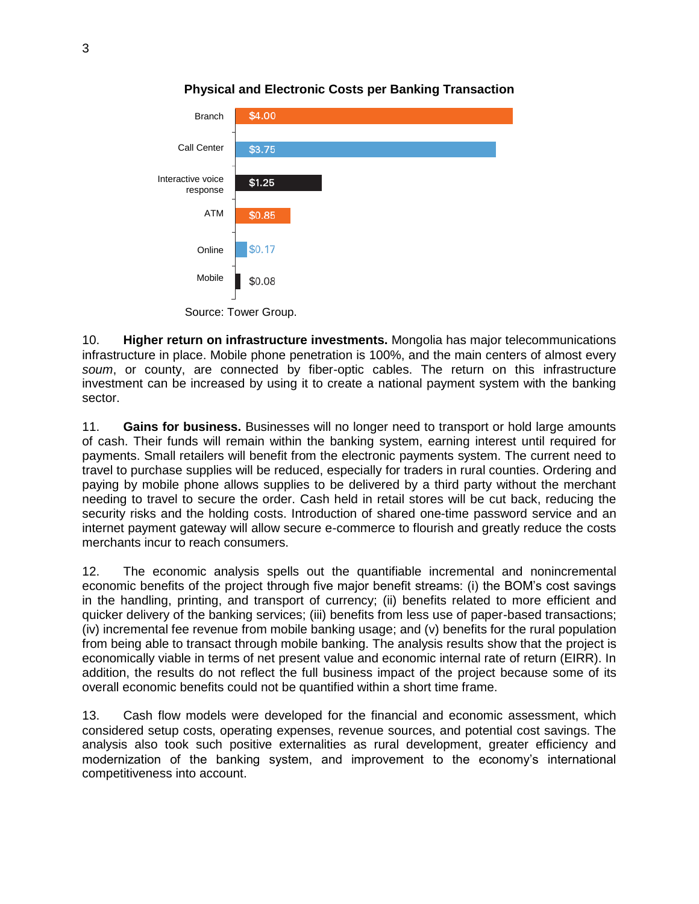**Physical and Electronic Costs per Banking Transaction**

| Channel | Cost |
|---|---|
| Branch | $4.00 |
| Call Center | $3.75 |
| Interactive voice response | $1.25 |
| ATM | $0.85 |
| Online | $0.17 |
| Mobile | $0.08 |

Source: Tower Group.

10. **Higher return on infrastructure investments.** Mongolia has major telecommunications infrastructure in place. Mobile phone penetration is 100%, and the main centers of almost every *soum*, or county, are connected by fiber-optic cables. The return on this infrastructure investment can be increased by using it to create a national payment system with the banking sector.

11. **Gains for business.** Businesses will no longer need to transport or hold large amounts of cash. Their funds will remain within the banking system, earning interest until required for payments. Small retailers will benefit from the electronic payments system. The current need to travel to purchase supplies will be reduced, especially for traders in rural counties. Ordering and paying by mobile phone allows supplies to be delivered by a third party without the merchant needing to travel to secure the order. Cash held in retail stores will be cut back, reducing the security risks and the holding costs. Introduction of shared one-time password service and an internet payment gateway will allow secure e-commerce to flourish and greatly reduce the costs merchants incur to reach consumers.

12. The economic analysis spells out the quantifiable incremental and nonincremental economic benefits of the project through five major benefit streams: (i) the BOM's cost savings in the handling, printing, and transport of currency; (ii) benefits related to more efficient and quicker delivery of the banking services; (iii) benefits from less use of paper-based transactions; (iv) incremental fee revenue from mobile banking usage; and (v) benefits for the rural population from being able to transact through mobile banking. The analysis results show that the project is economically viable in terms of net present value and economic internal rate of return (EIRR). In addition, the results do not reflect the full business impact of the project because some of its overall economic benefits could not be quantified within a short time frame.

13. Cash flow models were developed for the financial and economic assessment, which considered setup costs, operating expenses, revenue sources, and potential cost savings. The analysis also took such positive externalities as rural development, greater efficiency and modernization of the banking system, and improvement to the economy's international competitiveness into account.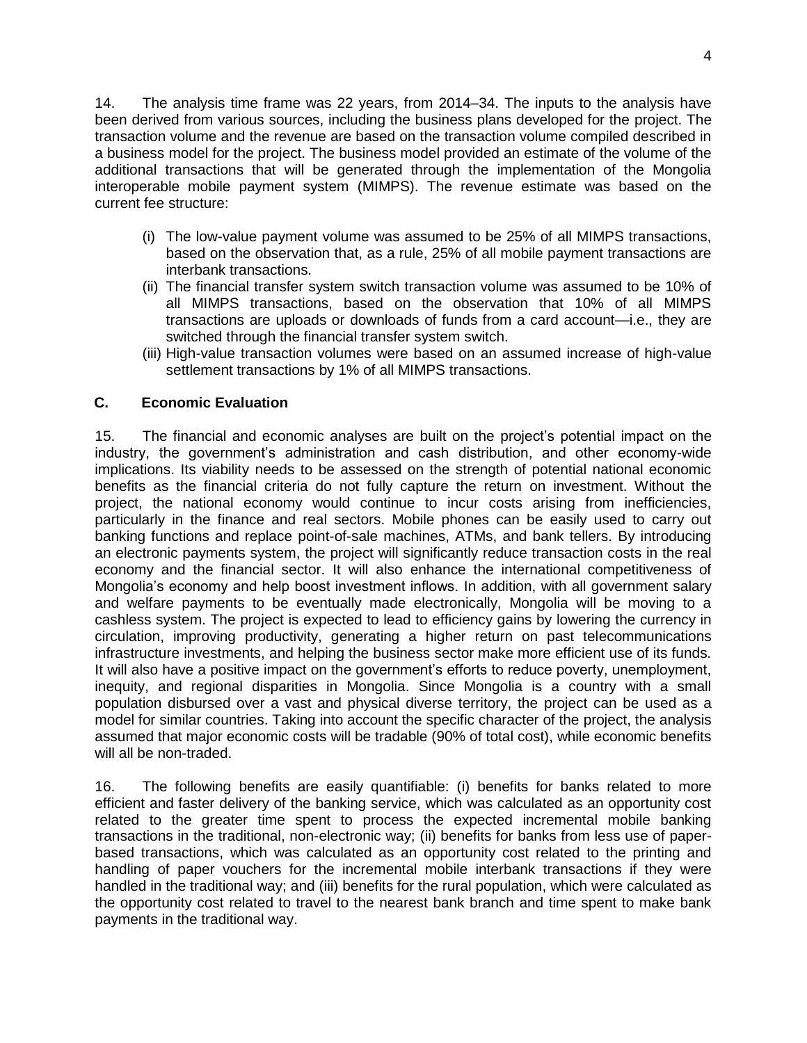14. The analysis time frame was 22 years, from 2014–34. The inputs to the analysis have been derived from various sources, including the business plans developed for the project. The transaction volume and the revenue are based on the transaction volume compiled described in a business model for the project. The business model provided an estimate of the volume of the additional transactions that will be generated through the implementation of the Mongolia interoperable mobile payment system (MIMPS). The revenue estimate was based on the current fee structure:

(i) The low-value payment volume was assumed to be 25% of all MIMPS transactions, based on the observation that, as a rule, 25% of all mobile payment transactions are interbank transactions.
(ii) The financial transfer system switch transaction volume was assumed to be 10% of all MIMPS transactions, based on the observation that 10% of all MIMPS transactions are uploads or downloads of funds from a card account—i.e., they are switched through the financial transfer system switch.
(iii) High-value transaction volumes were based on an assumed increase of high-value settlement transactions by 1% of all MIMPS transactions.

## C. Economic Evaluation

15. The financial and economic analyses are built on the project's potential impact on the industry, the government's administration and cash distribution, and other economy-wide implications. Its viability needs to be assessed on the strength of potential national economic benefits as the financial criteria do not fully capture the return on investment. Without the project, the national economy would continue to incur costs arising from inefficiencies, particularly in the finance and real sectors. Mobile phones can be easily used to carry out banking functions and replace point-of-sale machines, ATMs, and bank tellers. By introducing an electronic payments system, the project will significantly reduce transaction costs in the real economy and the financial sector. It will also enhance the international competitiveness of Mongolia's economy and help boost investment inflows. In addition, with all government salary and welfare payments to be eventually made electronically, Mongolia will be moving to a cashless system. The project is expected to lead to efficiency gains by lowering the currency in circulation, improving productivity, generating a higher return on past telecommunications infrastructure investments, and helping the business sector make more efficient use of its funds. It will also have a positive impact on the government's efforts to reduce poverty, unemployment, inequity, and regional disparities in Mongolia. Since Mongolia is a country with a small population disbursed over a vast and physical diverse territory, the project can be used as a model for similar countries. Taking into account the specific character of the project, the analysis assumed that major economic costs will be tradable (90% of total cost), while economic benefits will all be non-traded.

16. The following benefits are easily quantifiable: (i) benefits for banks related to more efficient and faster delivery of the banking service, which was calculated as an opportunity cost related to the greater time spent to process the expected incremental mobile banking transactions in the traditional, non-electronic way; (ii) benefits for banks from less use of paper-based transactions, which was calculated as an opportunity cost related to the printing and handling of paper vouchers for the incremental mobile interbank transactions if they were handled in the traditional way; and (iii) benefits for the rural population, which were calculated as the opportunity cost related to travel to the nearest bank branch and time spent to make bank payments in the traditional way.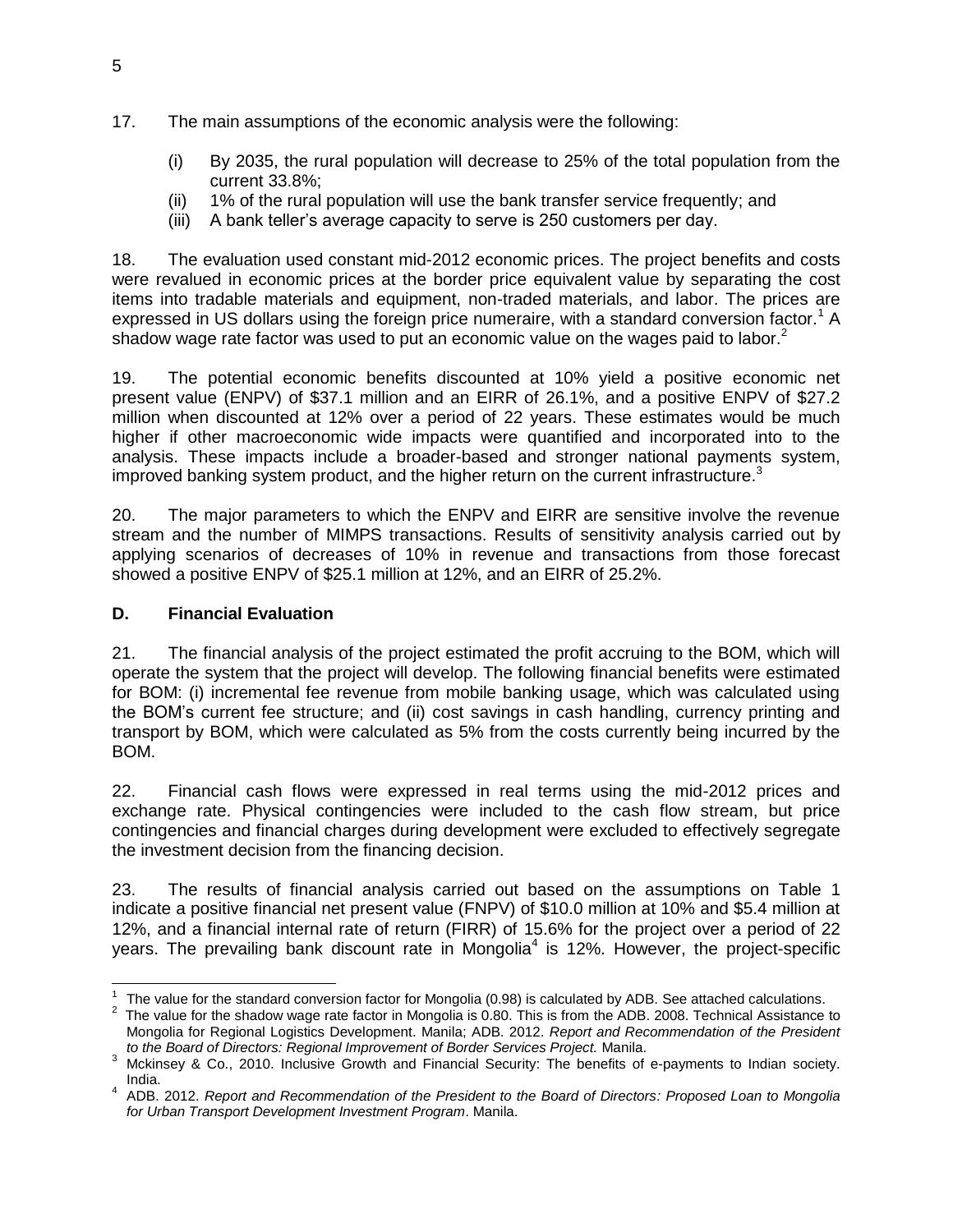17. The main assumptions of the economic analysis were the following:

   (i) By 2035, the rural population will decrease to 25% of the total population from the current 33.8%;
   (ii) 1% of the rural population will use the bank transfer service frequently; and
   (iii) A bank teller's average capacity to serve is 250 customers per day.

18. The evaluation used constant mid-2012 economic prices. The project benefits and costs were revalued in economic prices at the border price equivalent value by separating the cost items into tradable materials and equipment, non-traded materials, and labor. The prices are expressed in US dollars using the foreign price numeraire, with a standard conversion factor.[1] A shadow wage rate factor was used to put an economic value on the wages paid to labor.[2]

19. The potential economic benefits discounted at 10% yield a positive economic net present value (ENPV) of $37.1 million and an EIRR of 26.1%, and a positive ENPV of $27.2 million when discounted at 12% over a period of 22 years. These estimates would be much higher if other macroeconomic wide impacts were quantified and incorporated into to the analysis. These impacts include a broader-based and stronger national payments system, improved banking system product, and the higher return on the current infrastructure.[3]

20. The major parameters to which the ENPV and EIRR are sensitive involve the revenue stream and the number of MIMPS transactions. Results of sensitivity analysis carried out by applying scenarios of decreases of 10% in revenue and transactions from those forecast showed a positive ENPV of $25.1 million at 12%, and an EIRR of 25.2%.

### D. Financial Evaluation

21. The financial analysis of the project estimated the profit accruing to the BOM, which will operate the system that the project will develop. The following financial benefits were estimated for BOM: (i) incremental fee revenue from mobile banking usage, which was calculated using the BOM's current fee structure; and (ii) cost savings in cash handling, currency printing and transport by BOM, which were calculated as 5% from the costs currently being incurred by the BOM.

22. Financial cash flows were expressed in real terms using the mid-2012 prices and exchange rate. Physical contingencies were included to the cash flow stream, but price contingencies and financial charges during development were excluded to effectively segregate the investment decision from the financing decision.

23. The results of financial analysis carried out based on the assumptions on Table 1 indicate a positive financial net present value (FNPV) of $10.0 million at 10% and $5.4 million at 12%, and a financial internal rate of return (FIRR) of 15.6% for the project over a period of 22 years. The prevailing bank discount rate in Mongolia[4] is 12%. However, the project-specific

---

[1] The value for the standard conversion factor for Mongolia (0.98) is calculated by ADB. See attached calculations.

[2] The value for the shadow wage rate factor in Mongolia is 0.80. This is from the ADB. 2008. Technical Assistance to Mongolia for Regional Logistics Development. Manila; ADB. 2012. *Report and Recommendation of the President to the Board of Directors: Regional Improvement of Border Services Project.* Manila.

[3] Mckinsey & Co., 2010. Inclusive Growth and Financial Security: The benefits of e-payments to Indian society. India.

[4] ADB. 2012. *Report and Recommendation of the President to the Board of Directors: Proposed Loan to Mongolia for Urban Transport Development Investment Program*. Manila.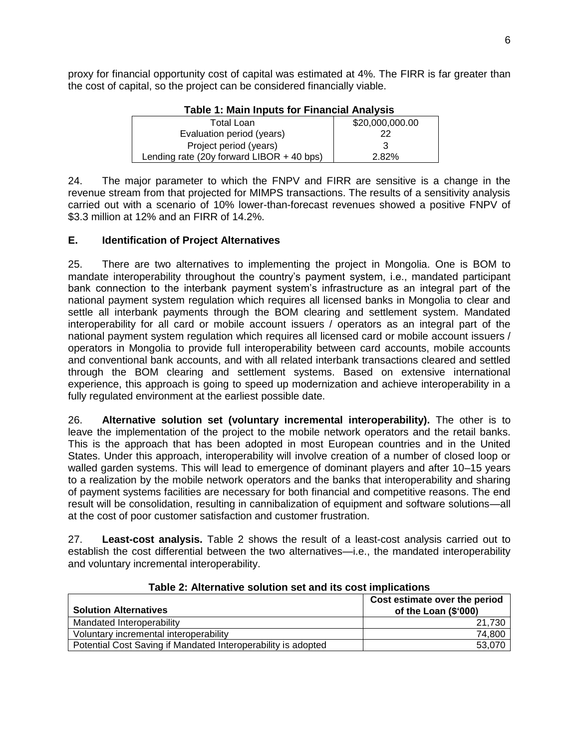proxy for financial opportunity cost of capital was estimated at 4%. The FIRR is far greater than the cost of capital, so the project can be considered financially viable.

**Table 1: Main Inputs for Financial Analysis**

| | |
|---|---|
| Total Loan | $20,000,000.00 |
| Evaluation period (years) | 22 |
| Project period (years) | 3 |
| Lending rate (20y forward LIBOR + 40 bps) | 2.82% |

24. The major parameter to which the FNPV and FIRR are sensitive is a change in the revenue stream from that projected for MIMPS transactions. The results of a sensitivity analysis carried out with a scenario of 10% lower-than-forecast revenues showed a positive FNPV of $3.3 million at 12% and an FIRR of 14.2%.

## E. Identification of Project Alternatives

25. There are two alternatives to implementing the project in Mongolia. One is BOM to mandate interoperability throughout the country's payment system, i.e., mandated participant bank connection to the interbank payment system's infrastructure as an integral part of the national payment system regulation which requires all licensed banks in Mongolia to clear and settle all interbank payments through the BOM clearing and settlement system. Mandated interoperability for all card or mobile account issuers / operators as an integral part of the national payment system regulation which requires all licensed card or mobile account issuers / operators in Mongolia to provide full interoperability between card accounts, mobile accounts and conventional bank accounts, and with all related interbank transactions cleared and settled through the BOM clearing and settlement systems. Based on extensive international experience, this approach is going to speed up modernization and achieve interoperability in a fully regulated environment at the earliest possible date.

26. **Alternative solution set (voluntary incremental interoperability).** The other is to leave the implementation of the project to the mobile network operators and the retail banks. This is the approach that has been adopted in most European countries and in the United States. Under this approach, interoperability will involve creation of a number of closed loop or walled garden systems. This will lead to emergence of dominant players and after 10–15 years to a realization by the mobile network operators and the banks that interoperability and sharing of payment systems facilities are necessary for both financial and competitive reasons. The end result will be consolidation, resulting in cannibalization of equipment and software solutions—all at the cost of poor customer satisfaction and customer frustration.

27. **Least-cost analysis.** Table 2 shows the result of a least-cost analysis carried out to establish the cost differential between the two alternatives—i.e., the mandated interoperability and voluntary incremental interoperability.

**Table 2: Alternative solution set and its cost implications**

| Solution Alternatives | Cost estimate over the period of the Loan ($'000) |
|---|---|
| Mandated Interoperability | 21,730 |
| Voluntary incremental interoperability | 74,800 |
| Potential Cost Saving if Mandated Interoperability is adopted | 53,070 |